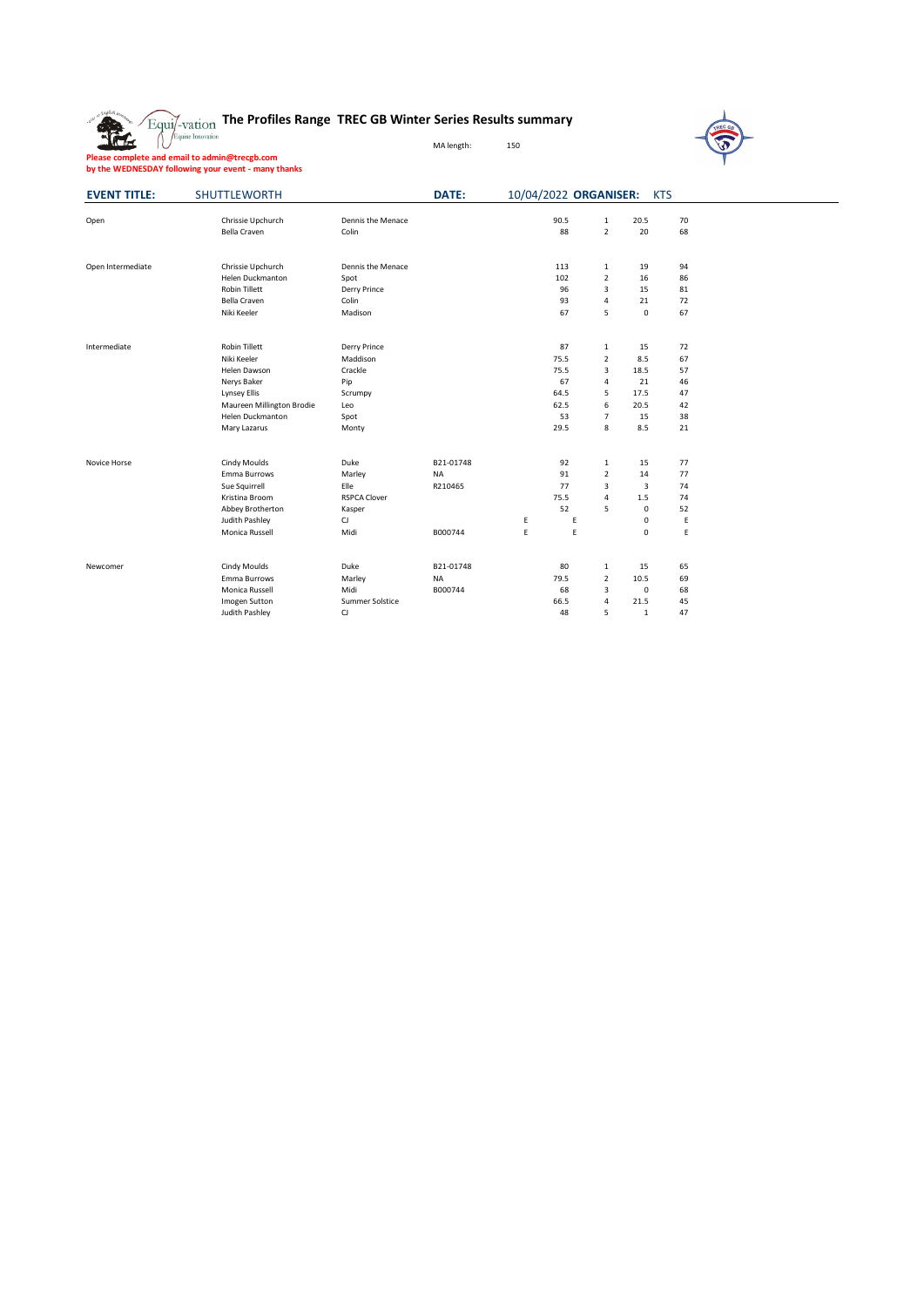# The Profiles Range TREC GB Winter Series Results summary

MA length: 150

**Please complete and email to admin@trecgb.com**
**by the WEDNESDAY following your event - many thanks**

**EVENT TITLE:** SHUTTLEWORTH **DATE:** 10/04/2022 **ORGANISER:** KTS

| Class | Rider | Horse | Reg | | Score | Place | | |
|---|---|---|---|---|---|---|---|---|
| Open | Chrissie Upchurch | Dennis the Menace | | | 90.5 | 1 | 20.5 | 70 |
| | Bella Craven | Colin | | | 88 | 2 | 20 | 68 |
| | | | | | | | | |
| Open Intermediate | Chrissie Upchurch | Dennis the Menace | | | 113 | 1 | 19 | 94 |
| | Helen Duckmanton | Spot | | | 102 | 2 | 16 | 86 |
| | Robin Tillett | Derry Prince | | | 96 | 3 | 15 | 81 |
| | Bella Craven | Colin | | | 93 | 4 | 21 | 72 |
| | Niki Keeler | Madison | | | 67 | 5 | 0 | 67 |
| | | | | | | | | |
| Intermediate | Robin Tillett | Derry Prince | | | 87 | 1 | 15 | 72 |
| | Niki Keeler | Maddison | | | 75.5 | 2 | 8.5 | 67 |
| | Helen Dawson | Crackle | | | 75.5 | 3 | 18.5 | 57 |
| | Nerys Baker | Pip | | | 67 | 4 | 21 | 46 |
| | Lynsey Ellis | Scrumpy | | | 64.5 | 5 | 17.5 | 47 |
| | Maureen Millington Brodie | Leo | | | 62.5 | 6 | 20.5 | 42 |
| | Helen Duckmanton | Spot | | | 53 | 7 | 15 | 38 |
| | Mary Lazarus | Monty | | | 29.5 | 8 | 8.5 | 21 |
| | | | | | | | | |
| Novice Horse | Cindy Moulds | Duke | B21-01748 | | 92 | 1 | 15 | 77 |
| | Emma Burrows | Marley | NA | | 91 | 2 | 14 | 77 |
| | Sue Squirrell | Elle | R210465 | | 77 | 3 | 3 | 74 |
| | Kristina Broom | RSPCA Clover | | | 75.5 | 4 | 1.5 | 74 |
| | Abbey Brotherton | Kasper | | | 52 | 5 | 0 | 52 |
| | Judith Pashley | CJ | | E | E | | 0 | E |
| | Monica Russell | Midi | B000744 | E | E | | 0 | E |
| | | | | | | | | |
| Newcomer | Cindy Moulds | Duke | B21-01748 | | 80 | 1 | 15 | 65 |
| | Emma Burrows | Marley | NA | | 79.5 | 2 | 10.5 | 69 |
| | Monica Russell | Midi | B000744 | | 68 | 3 | 0 | 68 |
| | Imogen Sutton | Summer Solstice | | | 66.5 | 4 | 21.5 | 45 |
| | Judith Pashley | CJ | | | 48 | 5 | 1 | 47 |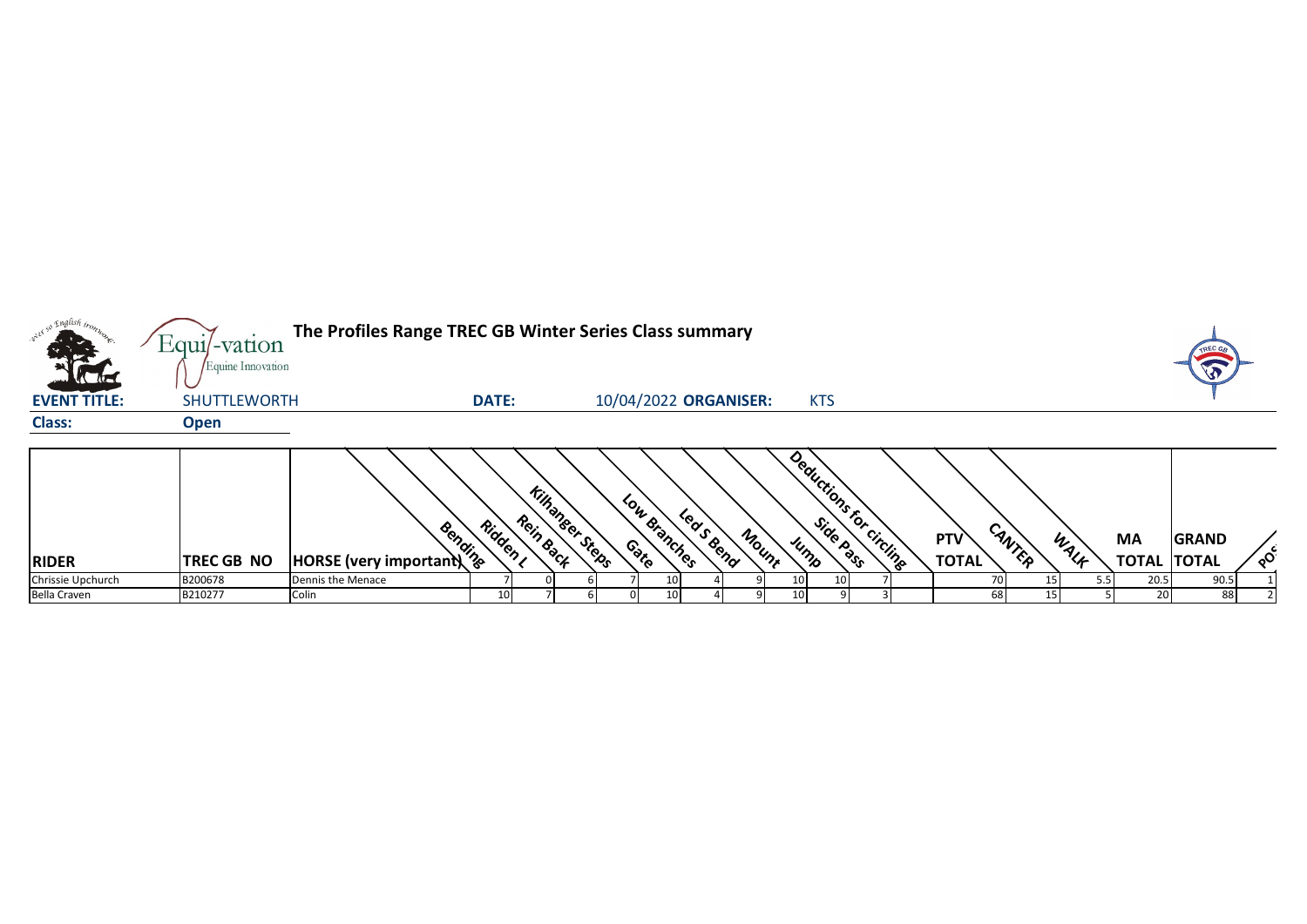# The Profiles Range TREC GB Winter Series Class summary

Equi-vation Equine Innovation

**EVENT TITLE:** SHUTTLEWORTH **DATE:** 10/04/2022 **ORGANISER:** KTS

**Class:** **Open**

| RIDER | TREC GB NO | HORSE (very important) | Bending | Ridden L | Rein Back | Kihanger Steps | Gate | Low Branches | Led S Bend | Mount | Jump | Side Pass | Deductions for circling | PTV TOTAL | CANTER | WALK | MA TOTAL | GRAND TOTAL | POS |
|---|---|---|---|---|---|---|---|---|---|---|---|---|---|---|---|---|---|---|---|
| Chrissie Upchurch | B200678 | Dennis the Menace | 7 | 0 | 6 | 7 | 10 | 4 | 9 | 10 | 10 | 7 | | 70 | 15 | 5.5 | 20.5 | 90.5 | 1 |
| Bella Craven | B210277 | Colin | 10 | 7 | 6 | 0 | 10 | 4 | 9 | 10 | 9 | 3 | | 68 | 15 | 5 | 20 | 88 | 2 |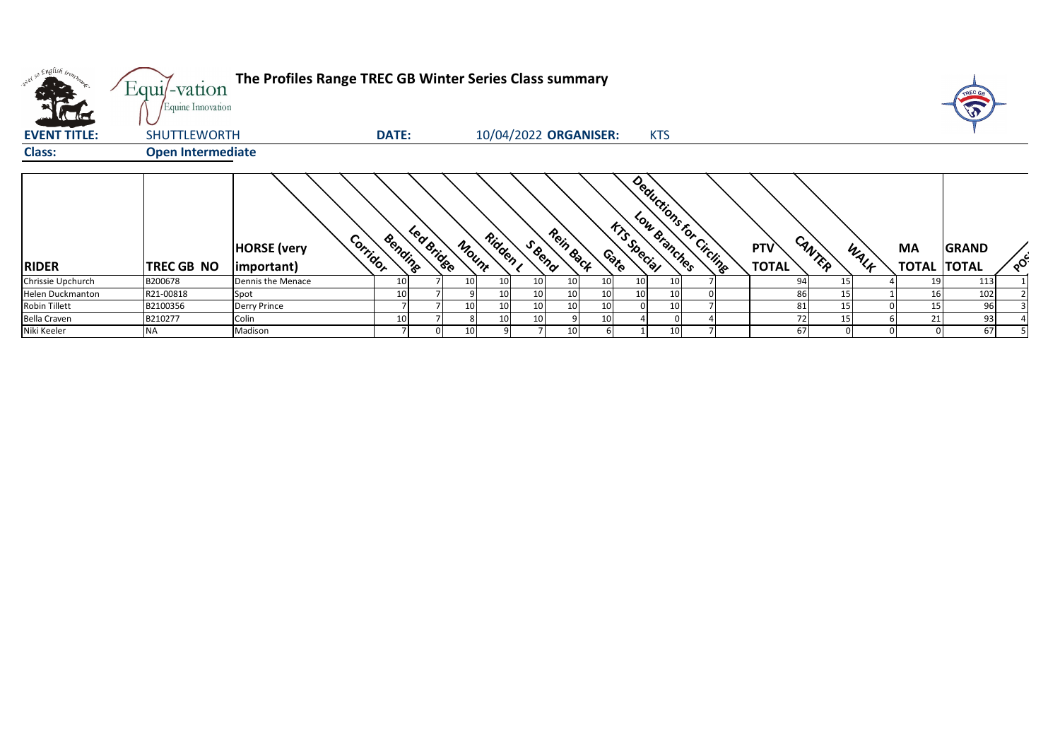# The Profiles Range TREC GB Winter Series Class summary

**EVENT TITLE:** SHUTTLEWORTH **DATE:** 10/04/2022 **ORGANISER:** KTS

**Class:** Open Intermediate

| RIDER | TREC GB NO | HORSE (very important) | Corridor | Bending | Led Bridge | Mount | Ridden L | S Bend | Rein Back | Gate | KTS Special | Low Branches | Deductions for Circling | PTV TOTAL | CANTER | WALK | MA TOTAL | GRAND TOTAL | POS |
|---|---|---|---|---|---|---|---|---|---|---|---|---|---|---|---|---|---|---|---|
| Chrissie Upchurch | B200678 | Dennis the Menace | 10 | 7 | 10 | 10 | 10 | 10 | 10 | 10 | 10 | 7 | | 94 | 15 | 4 | 19 | 113 | 1 |
| Helen Duckmanton | R21-00818 | Spot | 10 | 7 | 9 | 10 | 10 | 10 | 10 | 10 | 10 | 0 | | 86 | 15 | 1 | 16 | 102 | 2 |
| Robin Tillett | B2100356 | Derry Prince | 7 | 7 | 10 | 10 | 10 | 10 | 10 | 0 | 10 | 7 | | 81 | 15 | 0 | 15 | 96 | 3 |
| Bella Craven | B210277 | Colin | 10 | 7 | 8 | 10 | 10 | 9 | 10 | 4 | 0 | 4 | | 72 | 15 | 6 | 21 | 93 | 4 |
| Niki Keeler | NA | Madison | 7 | 0 | 10 | 9 | 7 | 10 | 6 | 1 | 10 | 7 | | 67 | 0 | 0 | 0 | 67 | 5 |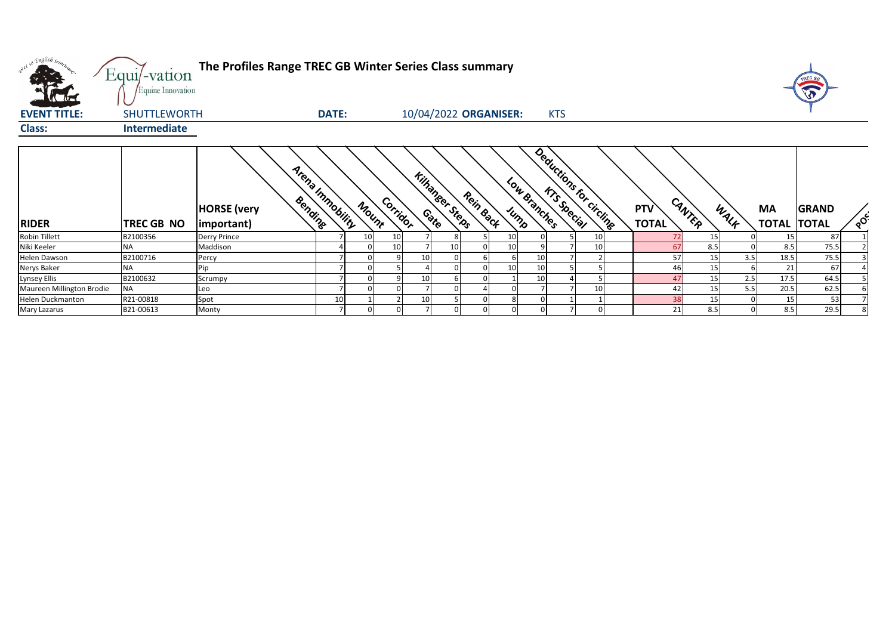# The Profiles Range TREC GB Winter Series Class summary

**EVENT TITLE:** SHUTTLEWORTH **DATE:** 10/04/2022 **ORGANISER:** KTS

**Class:** Intermediate

| RIDER | TREC GB NO | HORSE (very important) | Bending | Arena Immobility | Mount | Corridor | Gate | Kilhanger Steps | Rein Back | Jump | Low Branches | KTS Special | Deductions for circling | PTV TOTAL | CANTER | WALK | MA TOTAL | GRAND TOTAL | POS |
|---|---|---|---|---|---|---|---|---|---|---|---|---|---|---|---|---|---|---|---|
| Robin Tillett | B2100356 | Derry Prince | 7 | 10 | 10 | 7 | 8 | 5 | 10 | 0 | 5 | 10 | | 72 | 15 | 0 | 15 | 87 | 1 |
| Niki Keeler | NA | Maddison | 4 | 0 | 10 | 7 | 10 | 0 | 10 | 9 | 7 | 10 | | 67 | 8.5 | 0 | 8.5 | 75.5 | 2 |
| Helen Dawson | B2100716 | Percy | 7 | 0 | 9 | 10 | 0 | 6 | 6 | 10 | 7 | 2 | | 57 | 15 | 3.5 | 18.5 | 75.5 | 3 |
| Nerys Baker | NA | Pip | 7 | 0 | 5 | 4 | 0 | 0 | 10 | 10 | 5 | 5 | | 46 | 15 | 6 | 21 | 67 | 4 |
| Lynsey Ellis | B2100632 | Scrumpy | 7 | 0 | 9 | 10 | 6 | 0 | 1 | 10 | 4 | 5 | | 47 | 15 | 2.5 | 17.5 | 64.5 | 5 |
| Maureen Millington Brodie | NA | Leo | 7 | 0 | 0 | 7 | 0 | 4 | 0 | 7 | 7 | 10 | | 42 | 15 | 5.5 | 20.5 | 62.5 | 6 |
| Helen Duckmanton | R21-00818 | Spot | 10 | 1 | 2 | 10 | 5 | 0 | 8 | 0 | 1 | 1 | | 38 | 15 | 0 | 15 | 53 | 7 |
| Mary Lazarus | B21-00613 | Monty | 7 | 0 | 0 | 7 | 0 | 0 | 0 | 0 | 7 | 0 | | 21 | 8.5 | 0 | 8.5 | 29.5 | 8 |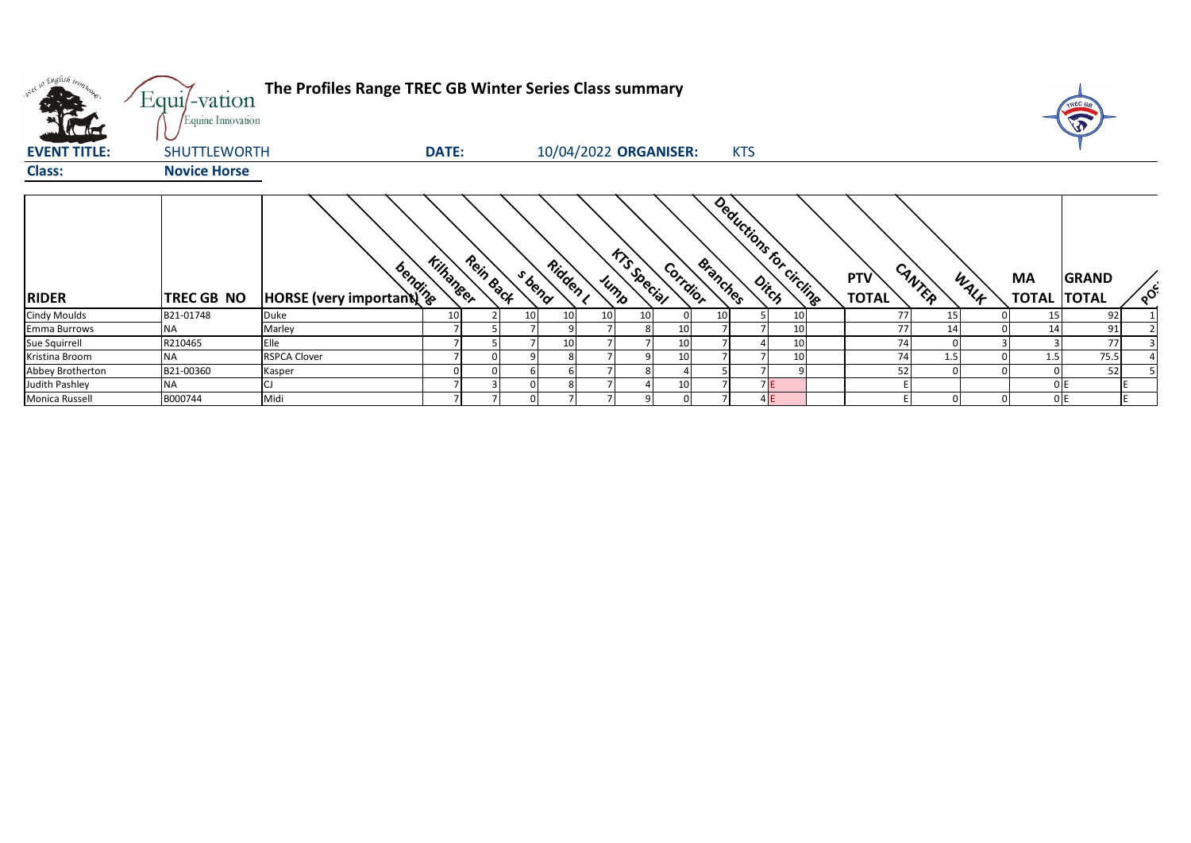# The Profiles Range TREC GB Winter Series Class summary

**EVENT TITLE:** SHUTTLEWORTH **DATE:** 10/04/2022 **ORGANISER:** KTS

**Class:** Novice Horse

| RIDER | TREC GB NO | HORSE (very important) | bending | Kilhanger | Rein Back | S bend | Ridden L | Jump | KTS Special | Corrdior | Branches | Ditch | Deductions for circling | PTV TOTAL | CANTER | WALK | MA TOTAL | GRAND TOTAL | POS |
|---|---|---|---|---|---|---|---|---|---|---|---|---|---|---|---|---|---|---|---|
| Cindy Moulds | B21-01748 | Duke | 10 | 2 | 10 | 10 | 10 | 10 | 0 | 10 | 5 | 10 | | 77 | 15 | 0 | 15 | 92 | 1 |
| Emma Burrows | NA | Marley | 7 | 5 | 7 | 9 | 7 | 8 | 10 | 7 | 7 | 10 | | 77 | 14 | 0 | 14 | 91 | 2 |
| Sue Squirrell | R210465 | Elle | 7 | 5 | 7 | 10 | 7 | 7 | 10 | 7 | 4 | 10 | | 74 | 0 | 3 | 3 | 77 | 3 |
| Kristina Broom | NA | RSPCA Clover | 7 | 0 | 9 | 8 | 7 | 9 | 10 | 7 | 7 | 10 | | 74 | 1.5 | 0 | 1.5 | 75.5 | 4 |
| Abbey Brotherton | B21-00360 | Kasper | 0 | 0 | 6 | 6 | 7 | 8 | 4 | 5 | 7 | 9 | | 52 | 0 | 0 | 0 | 52 | 5 |
| Judith Pashley | NA | CJ | 7 | 3 | 0 | 8 | 7 | 4 | 10 | 7 | 7 | E | | E | | | 0 | E | E |
| Monica Russell | B000744 | Midi | 7 | 7 | 0 | 7 | 7 | 9 | 0 | 7 | 4 | E | | E | 0 | 0 | 0 | E | E |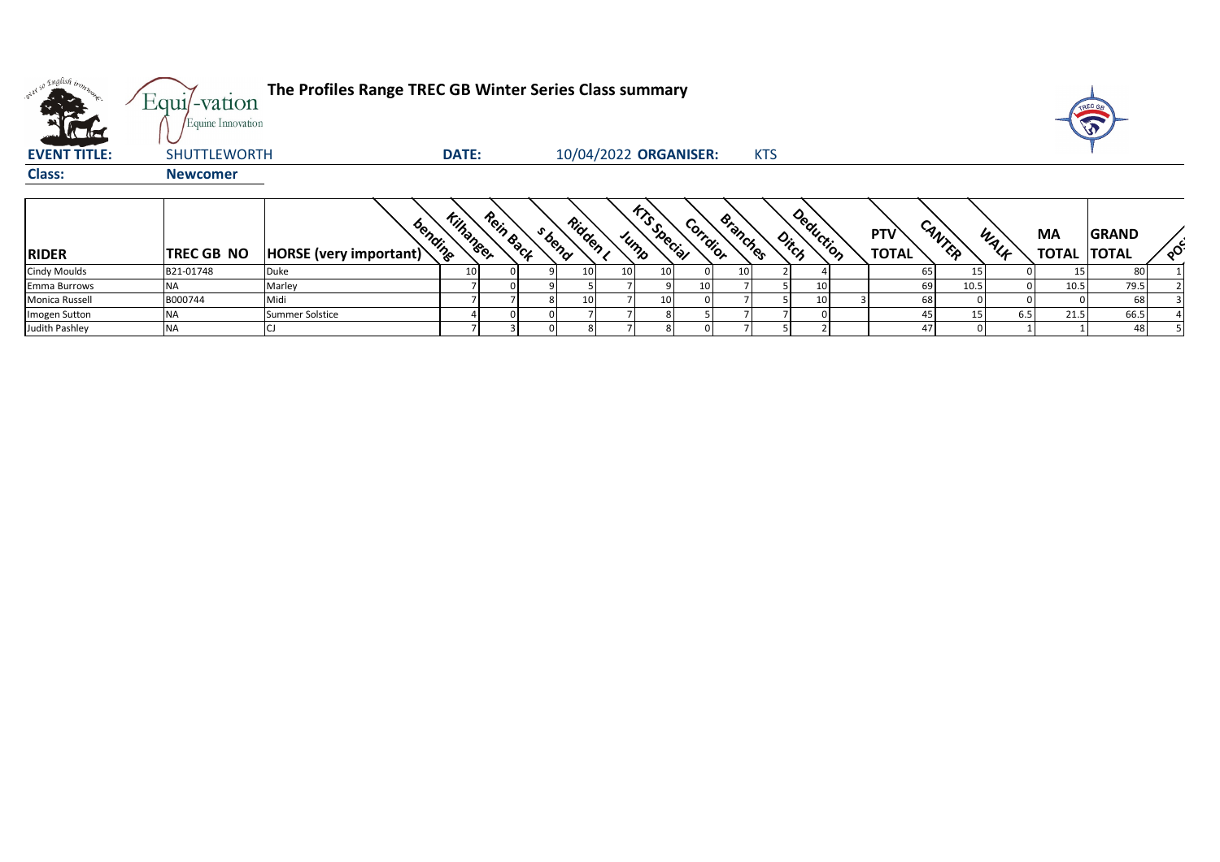# The Profiles Range TREC GB Winter Series Class summary

Equi-vation Equine Innovation

**EVENT TITLE:** SHUTTLEWORTH **DATE:** 10/04/2022 **ORGANISER:** KTS

**Class:** **Newcomer**

| RIDER | TREC GB NO | HORSE (very important) | bending | Kilhanger | Rein Back | s bend | Ridden L | Jump | KTS Special | Corrdior | Branches | Ditch | Deduction | PTV TOTAL | CANTER | WALK | MA TOTAL | GRAND TOTAL | POS |
|---|---|---|---|---|---|---|---|---|---|---|---|---|---|---|---|---|---|---|---|
| Cindy Moulds | B21-01748 | Duke | 10 | 0 | 9 | 10 | 10 | 10 | 0 | 10 | 2 | 4 | | 65 | 15 | 0 | 15 | 80 | 1 |
| Emma Burrows | NA | Marley | 7 | 0 | 9 | 5 | 7 | 9 | 10 | 7 | 5 | 10 | | 69 | 10.5 | 0 | 10.5 | 79.5 | 2 |
| Monica Russell | B000744 | Midi | 7 | 7 | 8 | 10 | 7 | 10 | 0 | 7 | 5 | 10 | 3 | 68 | 0 | 0 | 0 | 68 | 3 |
| Imogen Sutton | NA | Summer Solstice | 4 | 0 | 0 | 7 | 7 | 8 | 5 | 7 | 7 | 0 | | 45 | 15 | 6.5 | 21.5 | 66.5 | 4 |
| Judith Pashley | NA | CJ | 7 | 3 | 0 | 8 | 7 | 8 | 0 | 7 | 5 | 2 | | 47 | 0 | 1 | 1 | 48 | 5 |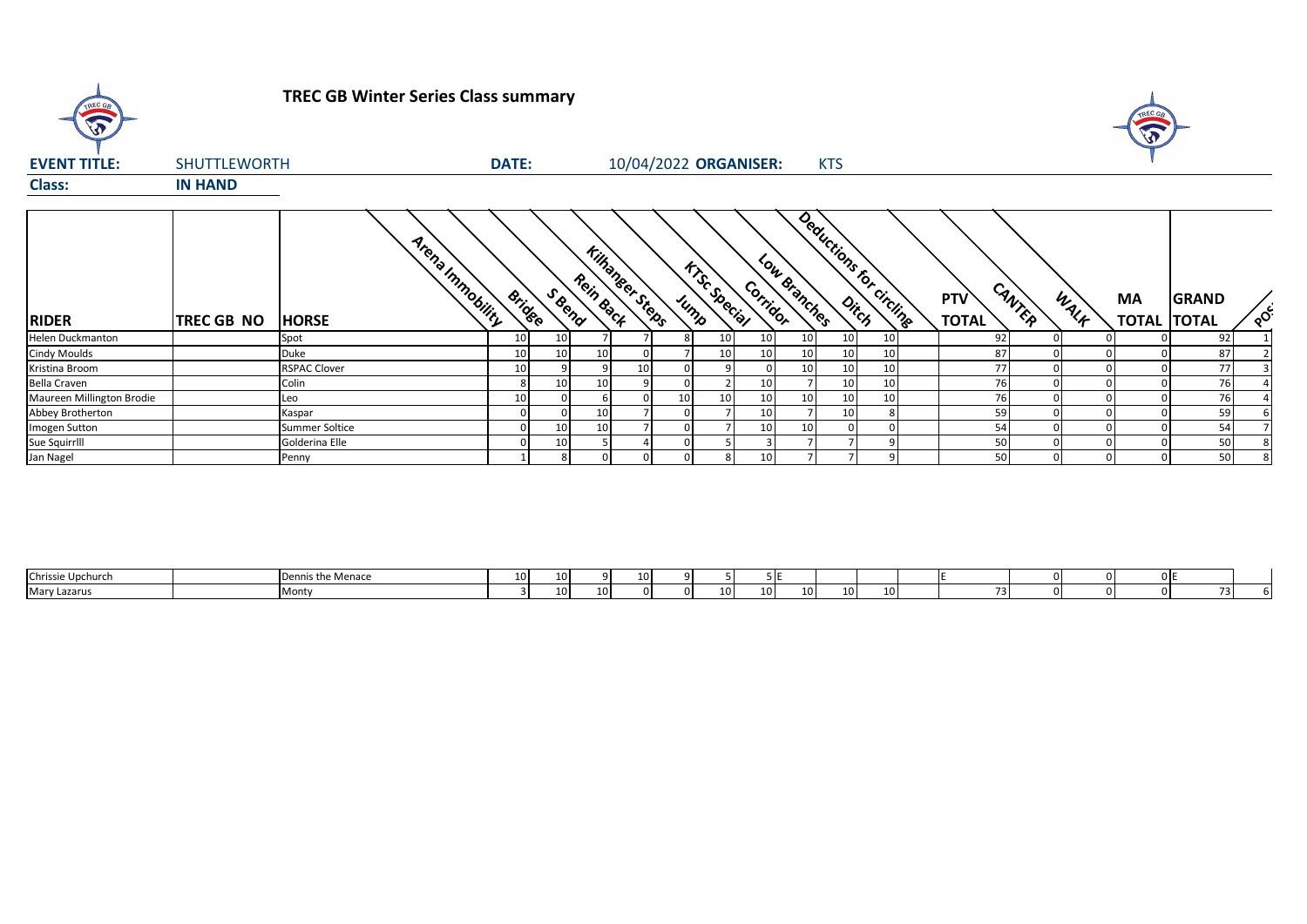# TREC GB Winter Series Class summary

**EVENT TITLE:** SHUTTLEWORTH **DATE:** 10/04/2022 **ORGANISER:** KTS

**Class:** IN HAND

| RIDER | TREC GB NO | HORSE | Arena Immobility | Bridge | S Bend | Rein Back | Kilhanger Steps | Jump | KTSc Special | Corridor | Low Branches | Ditch | Deductions for circling | PTV TOTAL | CANTER | WALK | MA TOTAL | GRAND TOTAL | POS |
|---|---|---|---|---|---|---|---|---|---|---|---|---|---|---|---|---|---|---|---|
| Helen Duckmanton | | Spot | 10 | 10 | 7 | 7 | 8 | 10 | 10 | 10 | 10 | 10 | | 92 | 0 | 0 | 0 | 92 | 1 |
| Cindy Moulds | | Duke | 10 | 10 | 10 | 0 | 7 | 10 | 10 | 10 | 10 | 10 | | 87 | 0 | 0 | 0 | 87 | 2 |
| Kristina Broom | | RSPAC Clover | 10 | 9 | 9 | 10 | 0 | 9 | 0 | 10 | 10 | 10 | | 77 | 0 | 0 | 0 | 77 | 3 |
| Bella Craven | | Colin | 8 | 10 | 10 | 9 | 0 | 2 | 10 | 7 | 10 | 10 | | 76 | 0 | 0 | 0 | 76 | 4 |
| Maureen Millington Brodie | | Leo | 10 | 0 | 6 | 0 | 10 | 10 | 10 | 10 | 10 | 10 | | 76 | 0 | 0 | 0 | 76 | 4 |
| Abbey Brotherton | | Kaspar | 0 | 0 | 10 | 7 | 0 | 7 | 10 | 7 | 10 | 8 | | 59 | 0 | 0 | 0 | 59 | 6 |
| Imogen Sutton | | Summer Soltice | 0 | 10 | 10 | 7 | 0 | 7 | 10 | 10 | 0 | 0 | | 54 | 0 | 0 | 0 | 54 | 7 |
| Sue Squirrlll | | Golderina Elle | 0 | 10 | 5 | 4 | 0 | 5 | 3 | 7 | 7 | 9 | | 50 | 0 | 0 | 0 | 50 | 8 |
| Jan Nagel | | Penny | 1 | 8 | 0 | 0 | 0 | 8 | 10 | 7 | 7 | 9 | | 50 | 0 | 0 | 0 | 50 | 8 |

| RIDER | TREC GB NO | HORSE | Arena Immobility | Bridge | S Bend | Rein Back | Kilhanger Steps | Jump | KTSc Special | Corridor | Low Branches | Ditch | Deductions for circling | PTV TOTAL | CANTER | WALK | MA TOTAL | GRAND TOTAL | POS |
|---|---|---|---|---|---|---|---|---|---|---|---|---|---|---|---|---|---|---|---|
| Chrissie Upchurch | | Dennis the Menace | 10 | 10 | 9 | 10 | 9 | 5 | 5 | E | | | | E | 0 | 0 | 0 | E | |
| Mary Lazarus | | Monty | 3 | 10 | 10 | 0 | 0 | 10 | 10 | 10 | 10 | 10 | | 73 | 0 | 0 | 0 | 73 | 6 |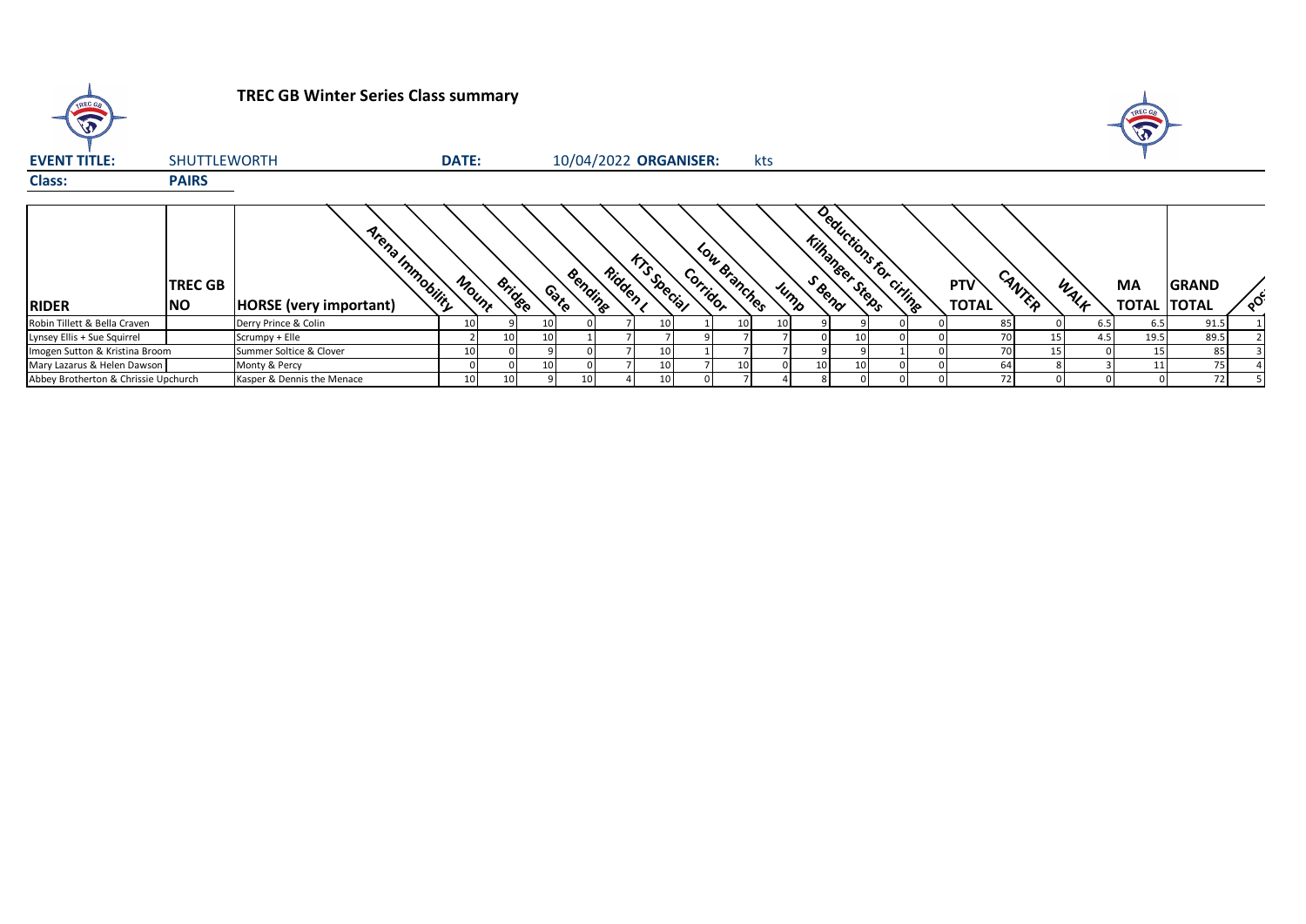# TREC GB Winter Series Class summary

**EVENT TITLE:** SHUTTLEWORTH **DATE:** 10/04/2022 **ORGANISER:** kts

**Class:** **PAIRS**

| RIDER | TREC GB NO | HORSE (very important) | Arena Immobility | Mount | Bridge | Gate | Bending | Ridden L | KTS Special | Corridor | Low Branches | Jump | S Bend | Kilhanger Steps | Deductions for circling | PTV TOTAL | CANTER | WALK | MA TOTAL | GRAND TOTAL | POS |
|---|---|---|---|---|---|---|---|---|---|---|---|---|---|---|---|---|---|---|---|---|---|
| Robin Tillett & Bella Craven | | Derry Prince & Colin | 10 | 9 | 10 | 0 | 7 | 10 | 1 | 10 | 10 | 9 | 9 | 0 | 0 | 85 | 0 | 6.5 | 6.5 | 91.5 | 1 |
| Lynsey Ellis + Sue Squirrel | | Scrumpy + Elle | 2 | 10 | 10 | 1 | 7 | 7 | 9 | 7 | 7 | 0 | 10 | 0 | 0 | 70 | 15 | 4.5 | 19.5 | 89.5 | 2 |
| Imogen Sutton & Kristina Broom | | Summer Soltice & Clover | 10 | 0 | 9 | 0 | 7 | 10 | 1 | 7 | 7 | 9 | 9 | 1 | 0 | 70 | 15 | 0 | 15 | 85 | 3 |
| Mary Lazarus & Helen Dawson | | Monty & Percy | 0 | 0 | 10 | 0 | 7 | 10 | 7 | 10 | 0 | 10 | 10 | 0 | 0 | 64 | 8 | 3 | 11 | 75 | 4 |
| Abbey Brotherton & Chrissie Upchurch | | Kasper & Dennis the Menace | 10 | 10 | 9 | 10 | 4 | 10 | 0 | 7 | 4 | 8 | 0 | 0 | 0 | 72 | 0 | 0 | 0 | 72 | 5 |